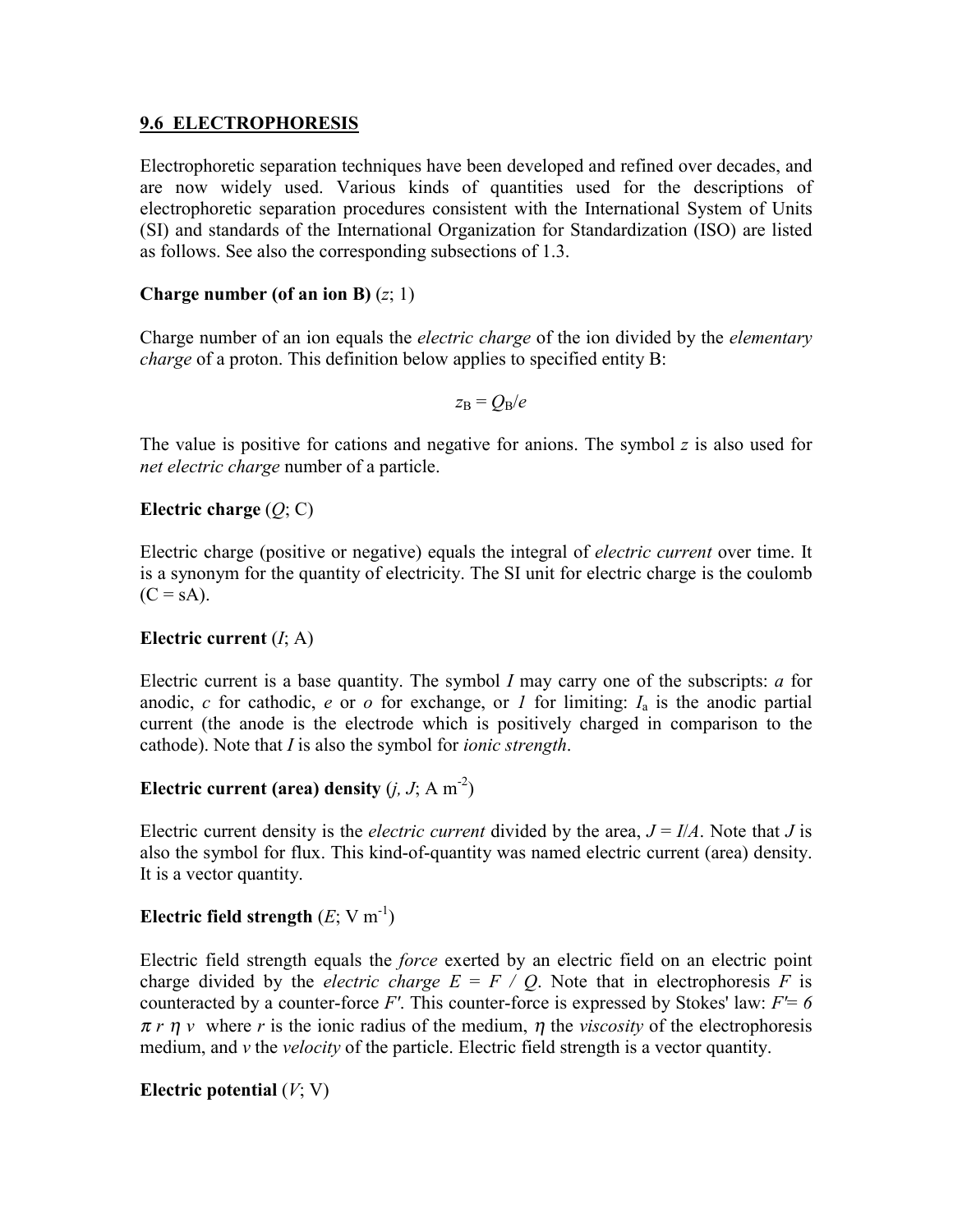## 9.6 ELECTROPHORESIS

Electrophoretic separation techniques have been developed and refined over decades, and are now widely used. Various kinds of quantities used for the descriptions of electrophoretic separation procedures consistent with the International System of Units (SI) and standards of the International Organization for Standardization (ISO) are listed as follows. See also the corresponding subsections of 1.3.

**Charge number (of an ion B)** ($z$; 1)

Charge number of an ion equals the *electric charge* of the ion divided by the *elementary charge* of a proton. This definition below applies to specified entity B:

$$z_B = Q_B/e$$

The value is positive for cations and negative for anions. The symbol $z$ is also used for *net electric charge* number of a particle.

**Electric charge** ($Q$; C)

Electric charge (positive or negative) equals the integral of *electric current* over time. It is a synonym for the quantity of electricity. The SI unit for electric charge is the coulomb (C = sA).

**Electric current** ($I$; A)

Electric current is a base quantity. The symbol $I$ may carry one of the subscripts: $a$ for anodic, $c$ for cathodic, $e$ or $o$ for exchange, or $l$ for limiting: $I_a$ is the anodic partial current (the anode is the electrode which is positively charged in comparison to the cathode). Note that $I$ is also the symbol for *ionic strength*.

**Electric current (area) density** ($j$, $J$; A m$^{-2}$)

Electric current density is the *electric current* divided by the area, $J = I/A$. Note that $J$ is also the symbol for flux. This kind-of-quantity was named electric current (area) density. It is a vector quantity.

**Electric field strength** ($E$; V m$^{-1}$)

Electric field strength equals the *force* exerted by an electric field on an electric point charge divided by the *electric charge* $E = F / Q$. Note that in electrophoresis $F$ is counteracted by a counter-force $F'$. This counter-force is expressed by Stokes' law: $F' = 6 \pi r \eta v$ where $r$ is the ionic radius of the medium, $\eta$ the *viscosity* of the electrophoresis medium, and $v$ the *velocity* of the particle. Electric field strength is a vector quantity.

**Electric potential** ($V$; V)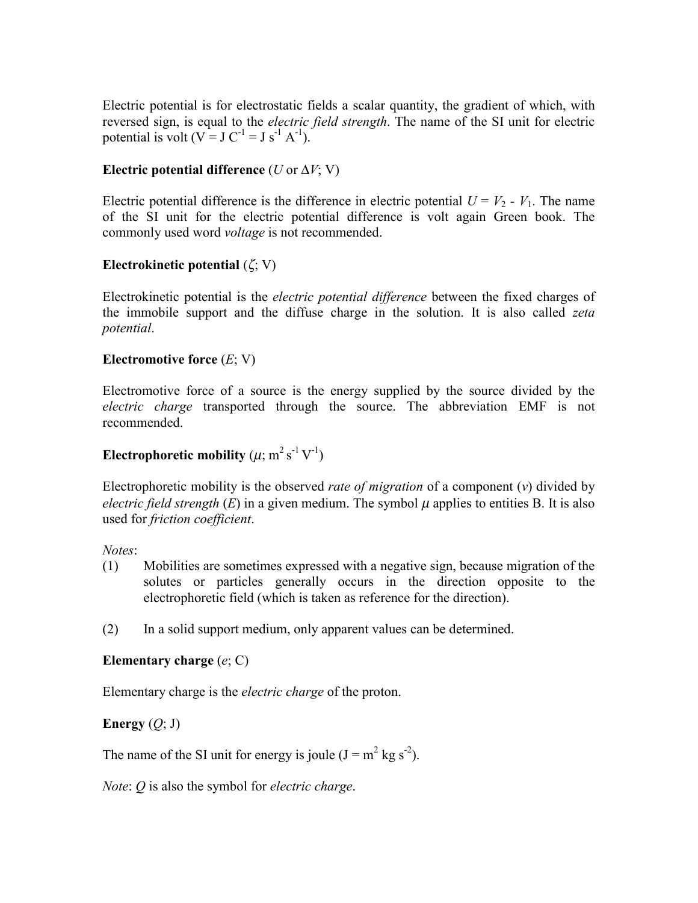Electric potential is for electrostatic fields a scalar quantity, the gradient of which, with reversed sign, is equal to the *electric field strength*. The name of the SI unit for electric potential is volt ($V = J\ C^{-1} = J\ s^{-1}\ A^{-1}$).

**Electric potential difference** ($U$ or $\Delta V$; V)

Electric potential difference is the difference in electric potential $U = V_2 - V_1$. The name of the SI unit for the electric potential difference is volt again Green book. The commonly used word *voltage* is not recommended.

**Electrokinetic potential** ($\zeta$; V)

Electrokinetic potential is the *electric potential difference* between the fixed charges of the immobile support and the diffuse charge in the solution. It is also called *zeta potential*.

**Electromotive force** ($E$; V)

Electromotive force of a source is the energy supplied by the source divided by the *electric charge* transported through the source. The abbreviation EMF is not recommended.

**Electrophoretic mobility** ($\mu$; $m^2\ s^{-1}\ V^{-1}$)

Electrophoretic mobility is the observed *rate of migration* of a component ($v$) divided by *electric field strength* ($E$) in a given medium. The symbol $\mu$ applies to entities B. It is also used for *friction coefficient*.

*Notes*:

(1) Mobilities are sometimes expressed with a negative sign, because migration of the solutes or particles generally occurs in the direction opposite to the electrophoretic field (which is taken as reference for the direction).

(2) In a solid support medium, only apparent values can be determined.

**Elementary charge** ($e$; C)

Elementary charge is the *electric charge* of the proton.

**Energy** ($Q$; J)

The name of the SI unit for energy is joule ($J = m^2\ kg\ s^{-2}$).

*Note*: $Q$ is also the symbol for *electric charge*.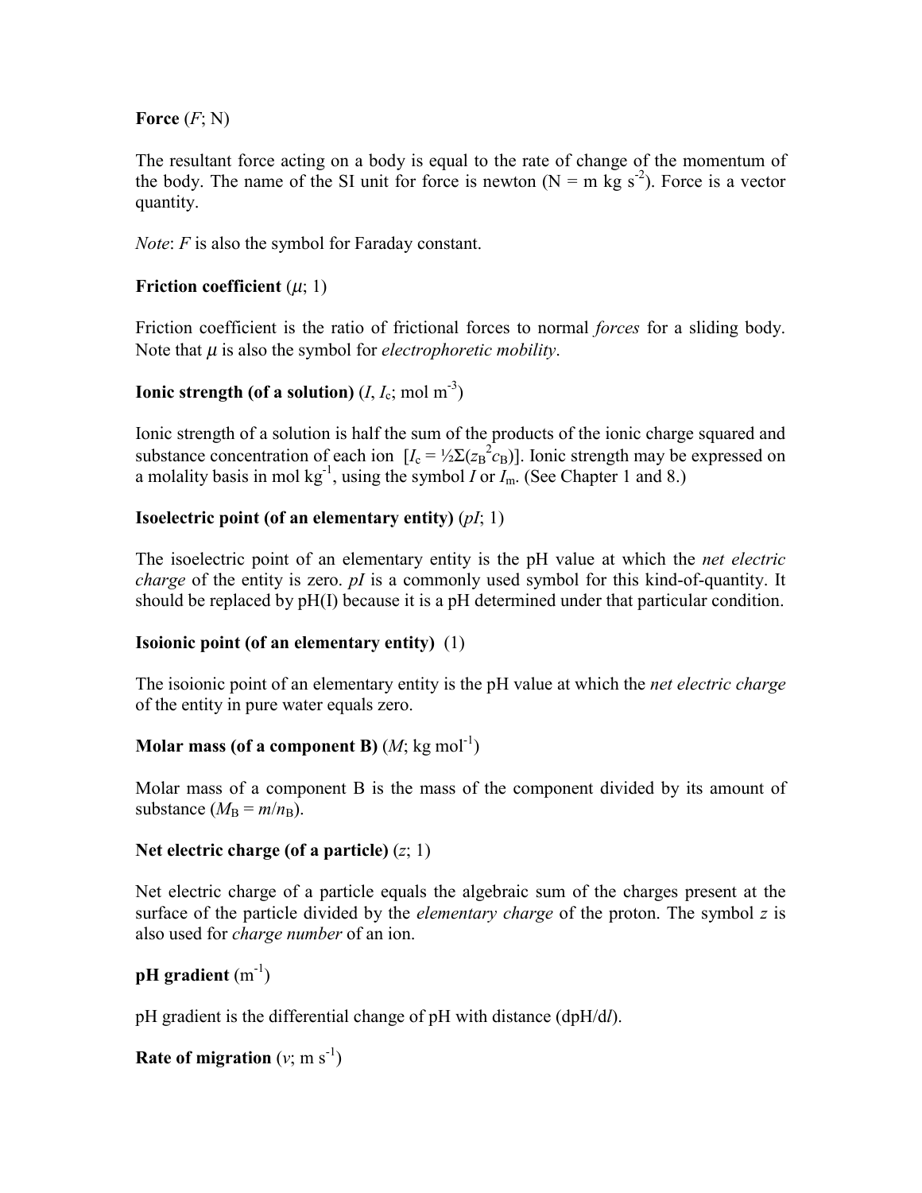**Force** (*F*; N)

The resultant force acting on a body is equal to the rate of change of the momentum of the body. The name of the SI unit for force is newton (N = m kg $s^{-2}$). Force is a vector quantity.

*Note*: *F* is also the symbol for Faraday constant.

**Friction coefficient** ($\mu$; 1)

Friction coefficient is the ratio of frictional forces to normal *forces* for a sliding body. Note that $\mu$ is also the symbol for *electrophoretic mobility*.

**Ionic strength (of a solution)** ($I$, $I_c$; mol $m^{-3}$)

Ionic strength of a solution is half the sum of the products of the ionic charge squared and substance concentration of each ion [$I_c = \frac{1}{2}\Sigma(z_B{}^2 c_B)$]. Ionic strength may be expressed on a molality basis in mol $kg^{-1}$, using the symbol $I$ or $I_m$. (See Chapter 1 and 8.)

**Isoelectric point (of an elementary entity)** (*pI*; 1)

The isoelectric point of an elementary entity is the pH value at which the *net electric charge* of the entity is zero. *pI* is a commonly used symbol for this kind-of-quantity. It should be replaced by pH(I) because it is a pH determined under that particular condition.

**Isoionic point (of an elementary entity)** (1)

The isoionic point of an elementary entity is the pH value at which the *net electric charge* of the entity in pure water equals zero.

**Molar mass (of a component B)** (*M*; kg $mol^{-1}$)

Molar mass of a component B is the mass of the component divided by its amount of substance ($M_B = m/n_B$).

**Net electric charge (of a particle)** (*z*; 1)

Net electric charge of a particle equals the algebraic sum of the charges present at the surface of the particle divided by the *elementary charge* of the proton. The symbol *z* is also used for *charge number* of an ion.

**pH gradient** ($m^{-1}$)

pH gradient is the differential change of pH with distance (dpH/d*l*).

**Rate of migration** (*v*; m $s^{-1}$)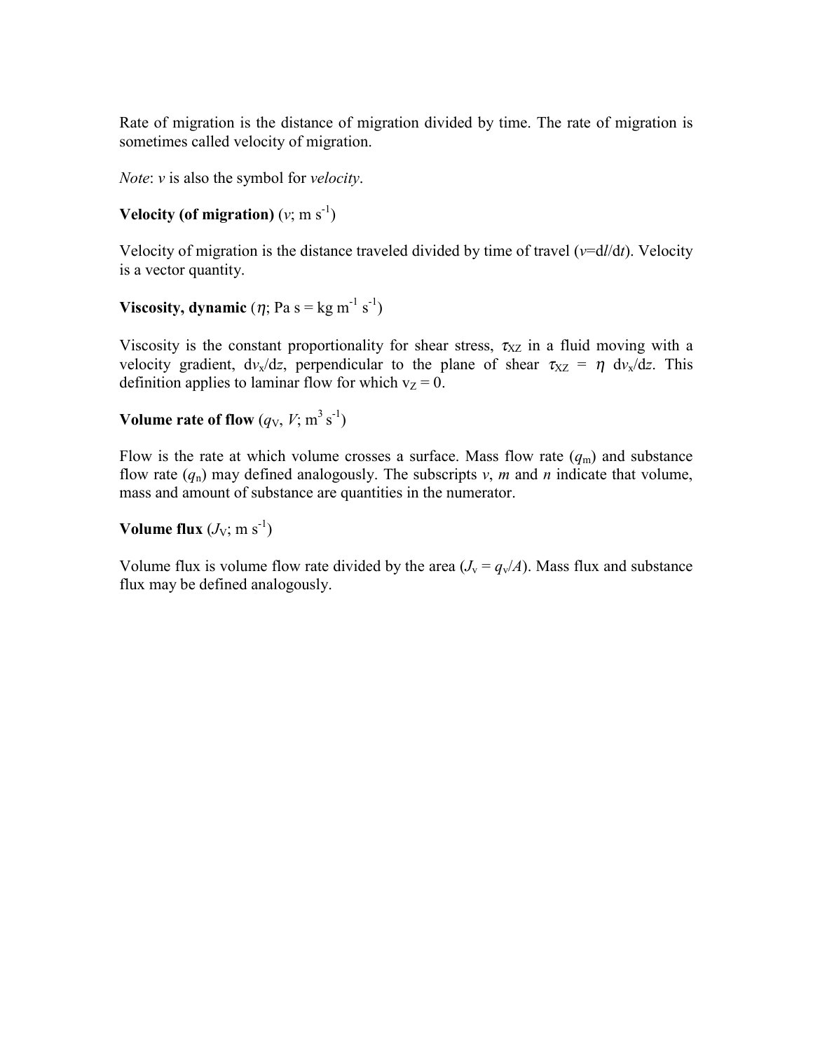Rate of migration is the distance of migration divided by time. The rate of migration is sometimes called velocity of migration.

*Note*: $v$ is also the symbol for *velocity*.

**Velocity (of migration)** ($v$; m $s^{-1}$)

Velocity of migration is the distance traveled divided by time of travel ($v$=d$l$/d$t$). Velocity is a vector quantity.

**Viscosity, dynamic** ($\eta$; Pa s = kg $m^{-1}$ $s^{-1}$)

Viscosity is the constant proportionality for shear stress, $\tau_{XZ}$ in a fluid moving with a velocity gradient, $dv_x/dz$, perpendicular to the plane of shear $\tau_{XZ} = \eta \, dv_x/dz$. This definition applies to laminar flow for which $v_Z = 0$.

**Volume rate of flow** ($q_V$, $V$; $m^3$ $s^{-1}$)

Flow is the rate at which volume crosses a surface. Mass flow rate ($q_m$) and substance flow rate ($q_n$) may defined analogously. The subscripts $v$, $m$ and $n$ indicate that volume, mass and amount of substance are quantities in the numerator.

**Volume flux** ($J_V$; m $s^{-1}$)

Volume flux is volume flow rate divided by the area ($J_v = q_v/A$). Mass flux and substance flux may be defined analogously.